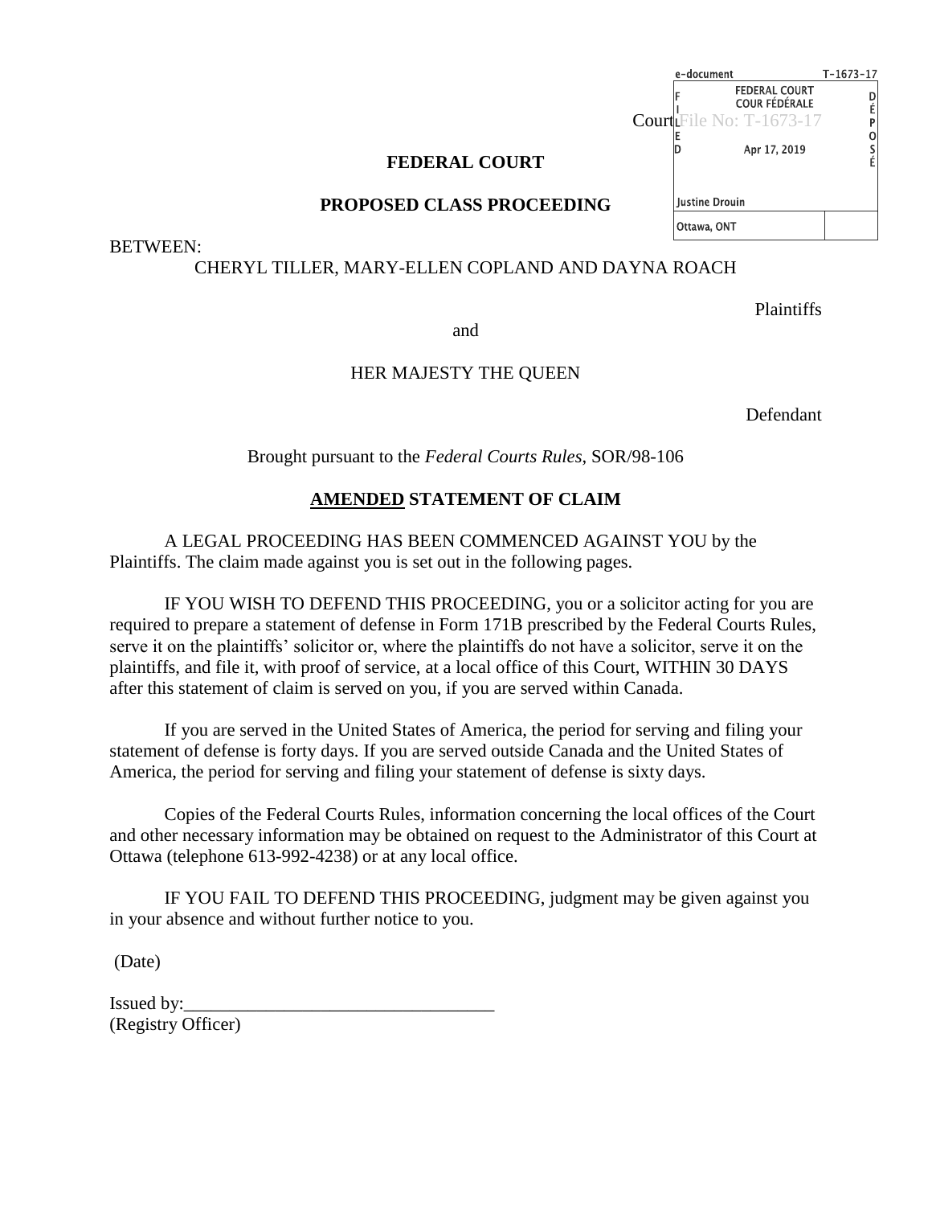Court File No: T-1673-17

e-document T-1673-17
FEDERAL COURT
COUR FÉDÉRALE
FILED / DÉPOSÉ
Apr 17, 2019
Justine Drouin
Ottawa, ONT

**FEDERAL COURT**

**PROPOSED CLASS PROCEEDING**

BETWEEN:

CHERYL TILLER, MARY-ELLEN COPLAND AND DAYNA ROACH

Plaintiffs

and

HER MAJESTY THE QUEEN

Defendant

Brought pursuant to the *Federal Courts Rules*, SOR/98-106

**AMENDED STATEMENT OF CLAIM**

A LEGAL PROCEEDING HAS BEEN COMMENCED AGAINST YOU by the Plaintiffs. The claim made against you is set out in the following pages.

IF YOU WISH TO DEFEND THIS PROCEEDING, you or a solicitor acting for you are required to prepare a statement of defense in Form 171B prescribed by the Federal Courts Rules, serve it on the plaintiffs' solicitor or, where the plaintiffs do not have a solicitor, serve it on the plaintiffs, and file it, with proof of service, at a local office of this Court, WITHIN 30 DAYS after this statement of claim is served on you, if you are served within Canada.

If you are served in the United States of America, the period for serving and filing your statement of defense is forty days. If you are served outside Canada and the United States of America, the period for serving and filing your statement of defense is sixty days.

Copies of the Federal Courts Rules, information concerning the local offices of the Court and other necessary information may be obtained on request to the Administrator of this Court at Ottawa (telephone 613-992-4238) or at any local office.

IF YOU FAIL TO DEFEND THIS PROCEEDING, judgment may be given against you in your absence and without further notice to you.

(Date)

Issued by:\_\_\_\_\_\_\_\_\_\_\_\_\_\_\_\_\_\_\_\_\_\_\_\_\_\_\_\_\_\_\_\_\_\_
(Registry Officer)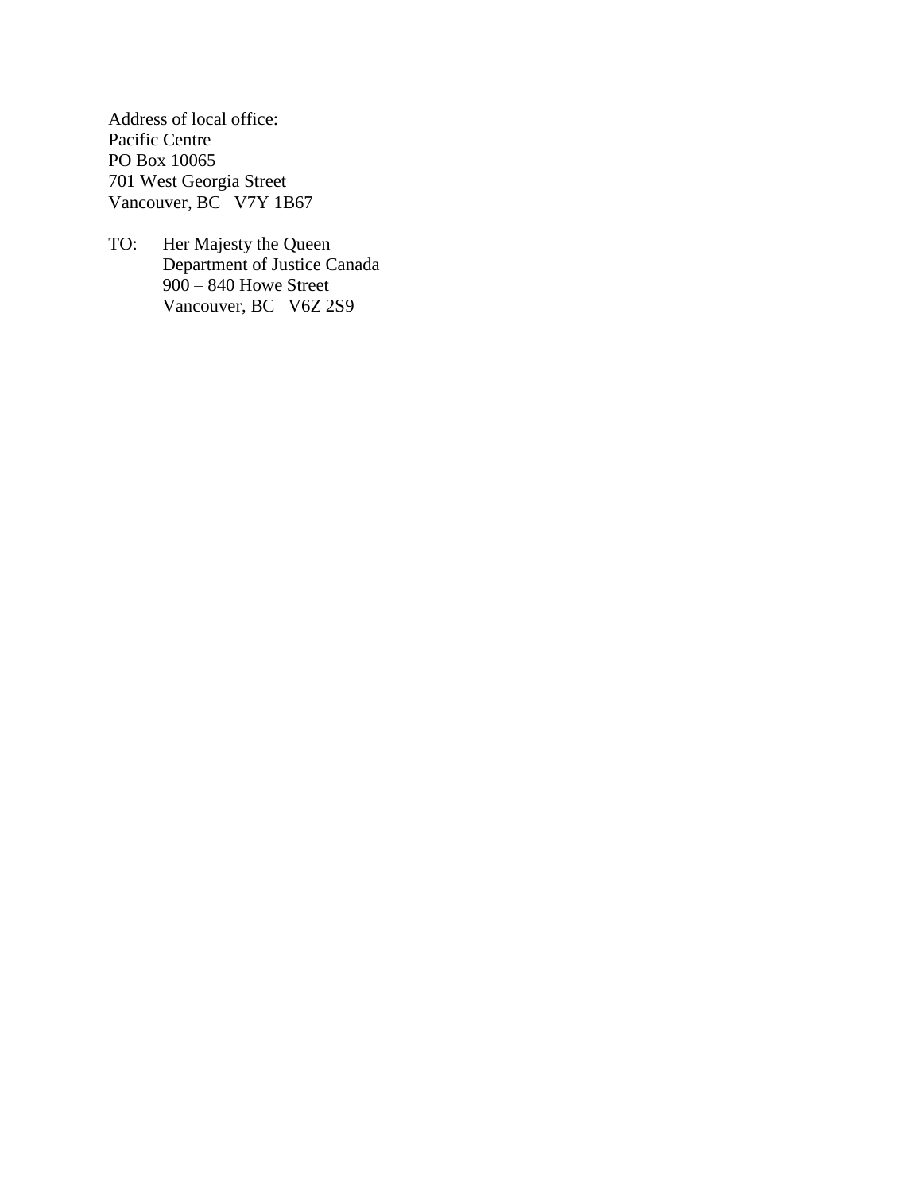Address of local office:
Pacific Centre
PO Box 10065
701 West Georgia Street
Vancouver, BC V7Y 1B67

TO: Her Majesty the Queen
Department of Justice Canada
900 – 840 Howe Street
Vancouver, BC V6Z 2S9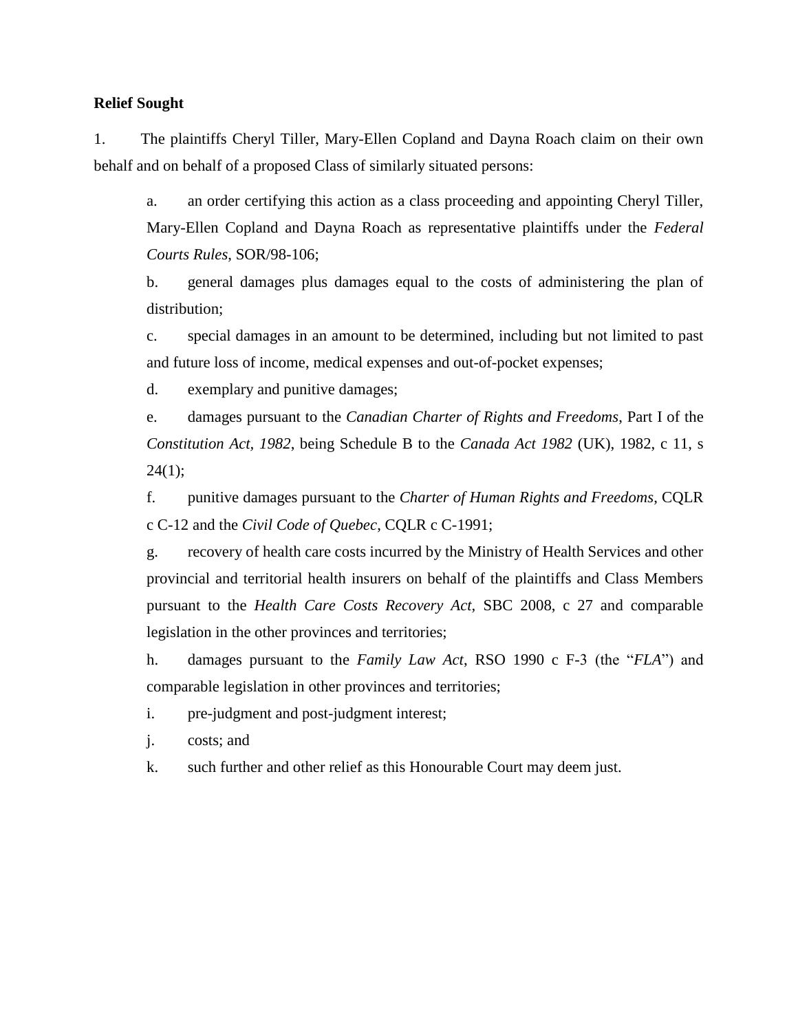**Relief Sought**

1. The plaintiffs Cheryl Tiller, Mary-Ellen Copland and Dayna Roach claim on their own behalf and on behalf of a proposed Class of similarly situated persons:

   a. an order certifying this action as a class proceeding and appointing Cheryl Tiller, Mary-Ellen Copland and Dayna Roach as representative plaintiffs under the *Federal Courts Rules*, SOR/98-106;

   b. general damages plus damages equal to the costs of administering the plan of distribution;

   c. special damages in an amount to be determined, including but not limited to past and future loss of income, medical expenses and out-of-pocket expenses;

   d. exemplary and punitive damages;

   e. damages pursuant to the *Canadian Charter of Rights and Freedoms*, Part I of the *Constitution Act, 1982*, being Schedule B to the *Canada Act 1982* (UK), 1982, c 11, s 24(1);

   f. punitive damages pursuant to the *Charter of Human Rights and Freedoms*, CQLR c C-12 and the *Civil Code of Quebec*, CQLR c C-1991;

   g. recovery of health care costs incurred by the Ministry of Health Services and other provincial and territorial health insurers on behalf of the plaintiffs and Class Members pursuant to the *Health Care Costs Recovery Act*, SBC 2008, c 27 and comparable legislation in the other provinces and territories;

   h. damages pursuant to the *Family Law Act*, RSO 1990 c F-3 (the "*FLA*") and comparable legislation in other provinces and territories;

   i. pre-judgment and post-judgment interest;

   j. costs; and

   k. such further and other relief as this Honourable Court may deem just.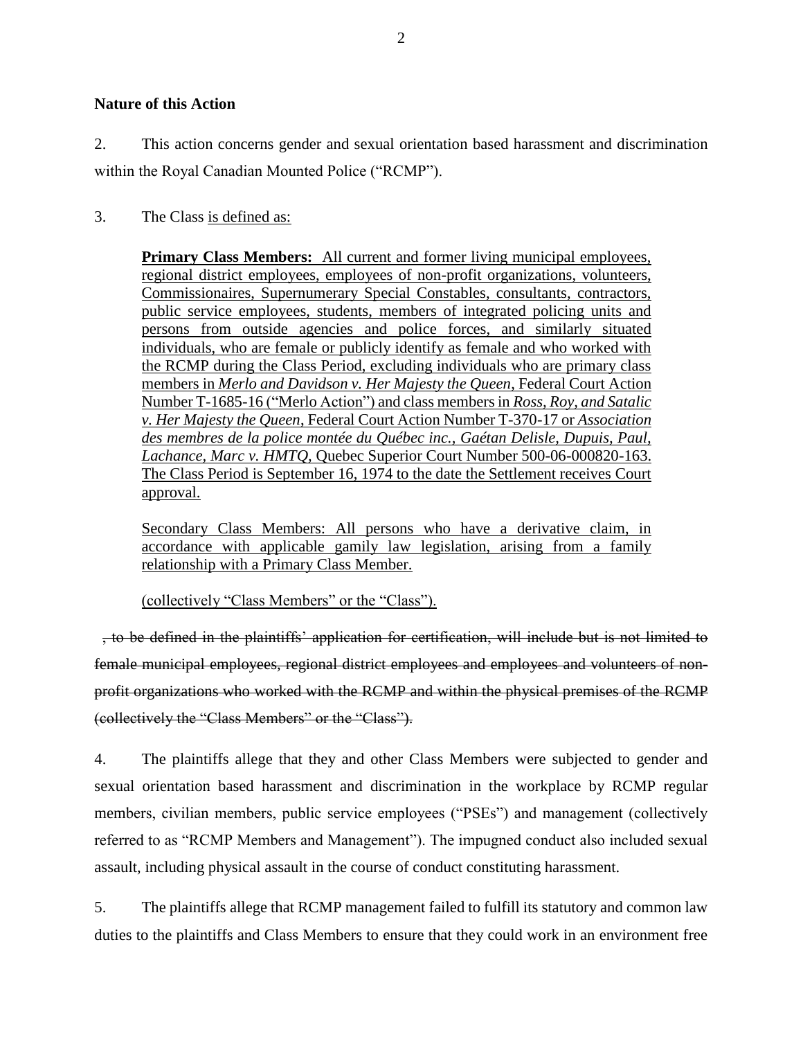**Nature of this Action**

2. This action concerns gender and sexual orientation based harassment and discrimination within the Royal Canadian Mounted Police ("RCMP").

3. The Class <u>is defined as:</u>

> <u>**Primary Class Members:** All current and former living municipal employees, regional district employees, employees of non-profit organizations, volunteers, Commissionaires, Supernumerary Special Constables, consultants, contractors, public service employees, students, members of integrated policing units and persons from outside agencies and police forces, and similarly situated individuals, who are female or publicly identify as female and who worked with the RCMP during the Class Period, excluding individuals who are primary class members in *Merlo and Davidson v. Her Majesty the Queen*, Federal Court Action Number T-1685-16 ("Merlo Action") and class members in *Ross, Roy, and Satalic v. Her Majesty the Queen*, Federal Court Action Number T-370-17 or *Association des membres de la police montée du Québec inc., Gaétan Delisle, Dupuis, Paul, Lachance, Marc v. HMTQ*, Quebec Superior Court Number 500-06-000820-163. The Class Period is September 16, 1974 to the date the Settlement receives Court approval.</u>
>
> <u>Secondary Class Members: All persons who have a derivative claim, in accordance with applicable gamily law legislation, arising from a family relationship with a Primary Class Member.</u>
>
> <u>(collectively "Class Members" or the "Class").</u>

~~, to be defined in the plaintiffs' application for certification, will include but is not limited to female municipal employees, regional district employees and employees and volunteers of non-profit organizations who worked with the RCMP and within the physical premises of the RCMP (collectively the "Class Members" or the "Class").~~

4. The plaintiffs allege that they and other Class Members were subjected to gender and sexual orientation based harassment and discrimination in the workplace by RCMP regular members, civilian members, public service employees ("PSEs") and management (collectively referred to as "RCMP Members and Management"). The impugned conduct also included sexual assault, including physical assault in the course of conduct constituting harassment.

5. The plaintiffs allege that RCMP management failed to fulfill its statutory and common law duties to the plaintiffs and Class Members to ensure that they could work in an environment free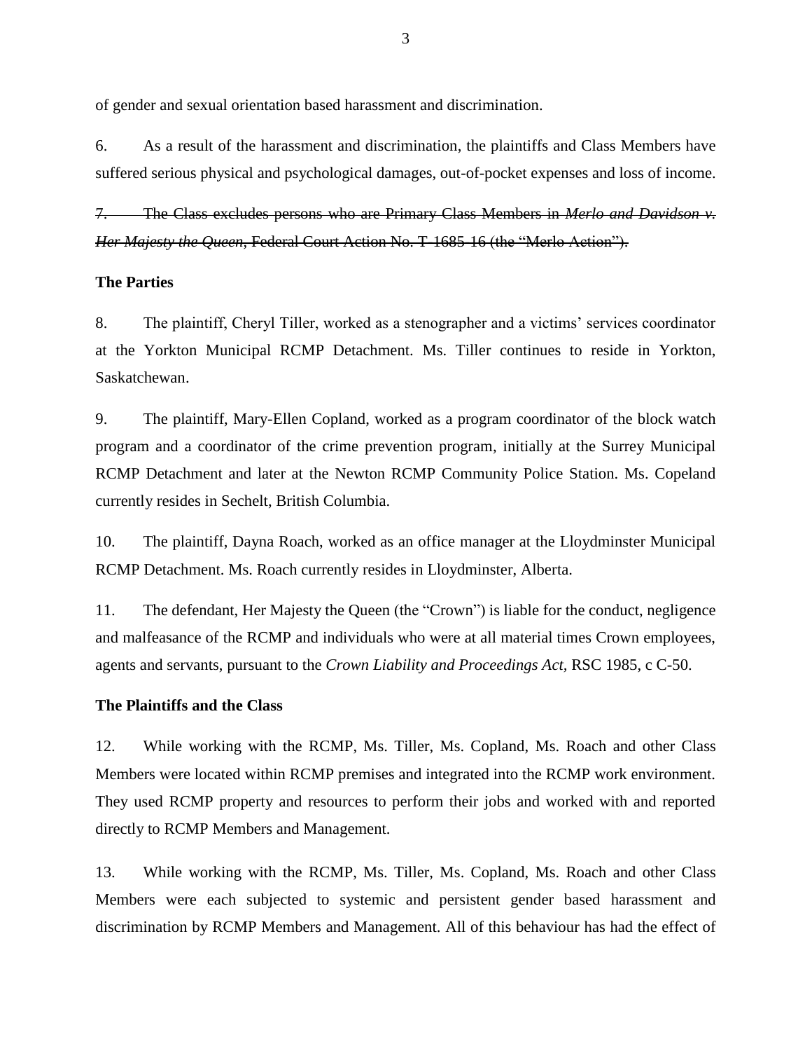of gender and sexual orientation based harassment and discrimination.

6. As a result of the harassment and discrimination, the plaintiffs and Class Members have suffered serious physical and psychological damages, out-of-pocket expenses and loss of income.

~~7. The Class excludes persons who are Primary Class Members in *Merlo and Davidson v. Her Majesty the Queen*, Federal Court Action No. T-1685-16 (the "Merlo Action").~~

**The Parties**

8. The plaintiff, Cheryl Tiller, worked as a stenographer and a victims' services coordinator at the Yorkton Municipal RCMP Detachment. Ms. Tiller continues to reside in Yorkton, Saskatchewan.

9. The plaintiff, Mary-Ellen Copland, worked as a program coordinator of the block watch program and a coordinator of the crime prevention program, initially at the Surrey Municipal RCMP Detachment and later at the Newton RCMP Community Police Station. Ms. Copeland currently resides in Sechelt, British Columbia.

10. The plaintiff, Dayna Roach, worked as an office manager at the Lloydminster Municipal RCMP Detachment. Ms. Roach currently resides in Lloydminster, Alberta.

11. The defendant, Her Majesty the Queen (the "Crown") is liable for the conduct, negligence and malfeasance of the RCMP and individuals who were at all material times Crown employees, agents and servants, pursuant to the *Crown Liability and Proceedings Act,* RSC 1985, c C-50.

**The Plaintiffs and the Class**

12. While working with the RCMP, Ms. Tiller, Ms. Copland, Ms. Roach and other Class Members were located within RCMP premises and integrated into the RCMP work environment. They used RCMP property and resources to perform their jobs and worked with and reported directly to RCMP Members and Management.

13. While working with the RCMP, Ms. Tiller, Ms. Copland, Ms. Roach and other Class Members were each subjected to systemic and persistent gender based harassment and discrimination by RCMP Members and Management. All of this behaviour has had the effect of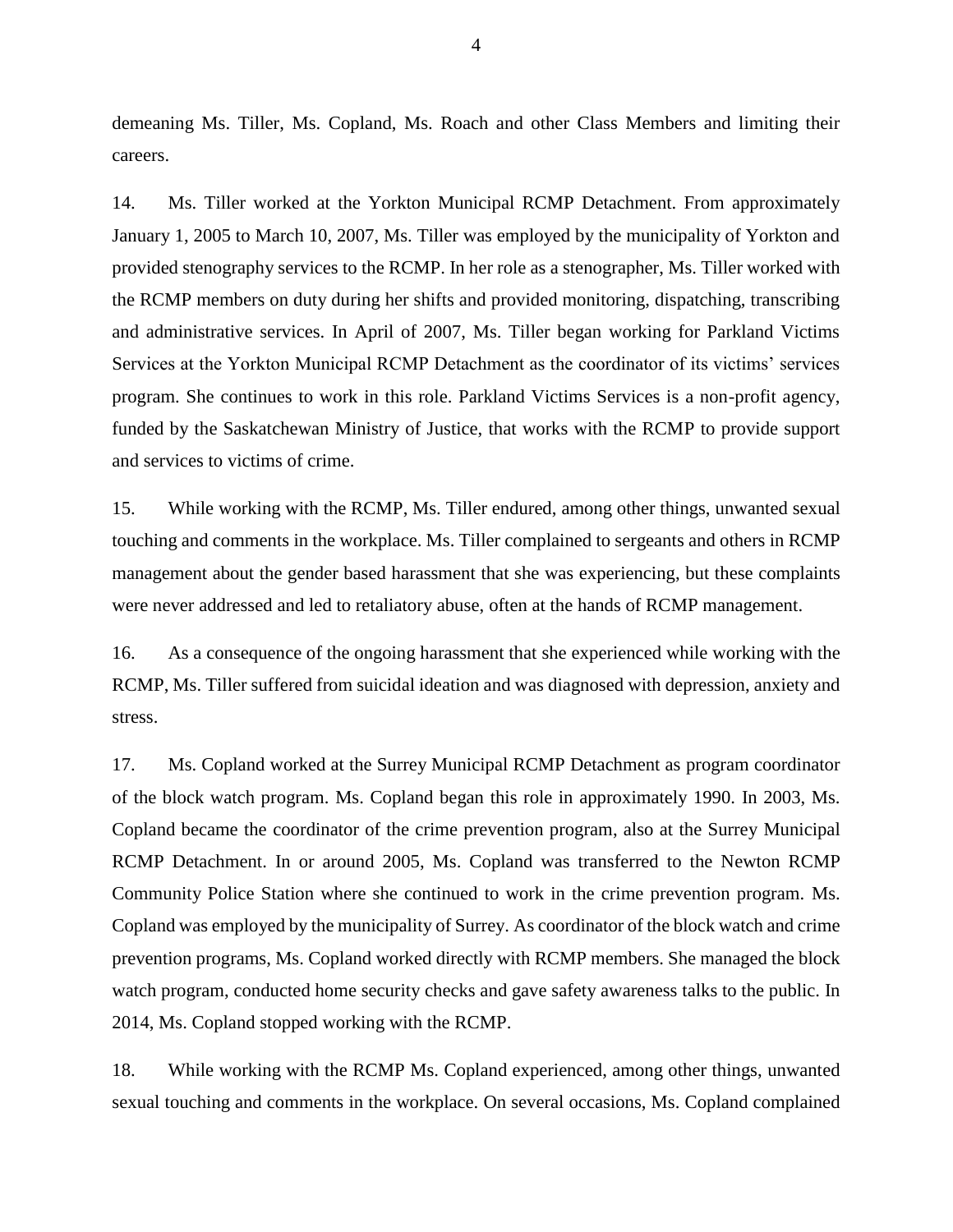demeaning Ms. Tiller, Ms. Copland, Ms. Roach and other Class Members and limiting their careers.

14. Ms. Tiller worked at the Yorkton Municipal RCMP Detachment. From approximately January 1, 2005 to March 10, 2007, Ms. Tiller was employed by the municipality of Yorkton and provided stenography services to the RCMP. In her role as a stenographer, Ms. Tiller worked with the RCMP members on duty during her shifts and provided monitoring, dispatching, transcribing and administrative services. In April of 2007, Ms. Tiller began working for Parkland Victims Services at the Yorkton Municipal RCMP Detachment as the coordinator of its victims' services program. She continues to work in this role. Parkland Victims Services is a non-profit agency, funded by the Saskatchewan Ministry of Justice, that works with the RCMP to provide support and services to victims of crime.

15. While working with the RCMP, Ms. Tiller endured, among other things, unwanted sexual touching and comments in the workplace. Ms. Tiller complained to sergeants and others in RCMP management about the gender based harassment that she was experiencing, but these complaints were never addressed and led to retaliatory abuse, often at the hands of RCMP management.

16. As a consequence of the ongoing harassment that she experienced while working with the RCMP, Ms. Tiller suffered from suicidal ideation and was diagnosed with depression, anxiety and stress.

17. Ms. Copland worked at the Surrey Municipal RCMP Detachment as program coordinator of the block watch program. Ms. Copland began this role in approximately 1990. In 2003, Ms. Copland became the coordinator of the crime prevention program, also at the Surrey Municipal RCMP Detachment. In or around 2005, Ms. Copland was transferred to the Newton RCMP Community Police Station where she continued to work in the crime prevention program. Ms. Copland was employed by the municipality of Surrey. As coordinator of the block watch and crime prevention programs, Ms. Copland worked directly with RCMP members. She managed the block watch program, conducted home security checks and gave safety awareness talks to the public. In 2014, Ms. Copland stopped working with the RCMP.

18. While working with the RCMP Ms. Copland experienced, among other things, unwanted sexual touching and comments in the workplace. On several occasions, Ms. Copland complained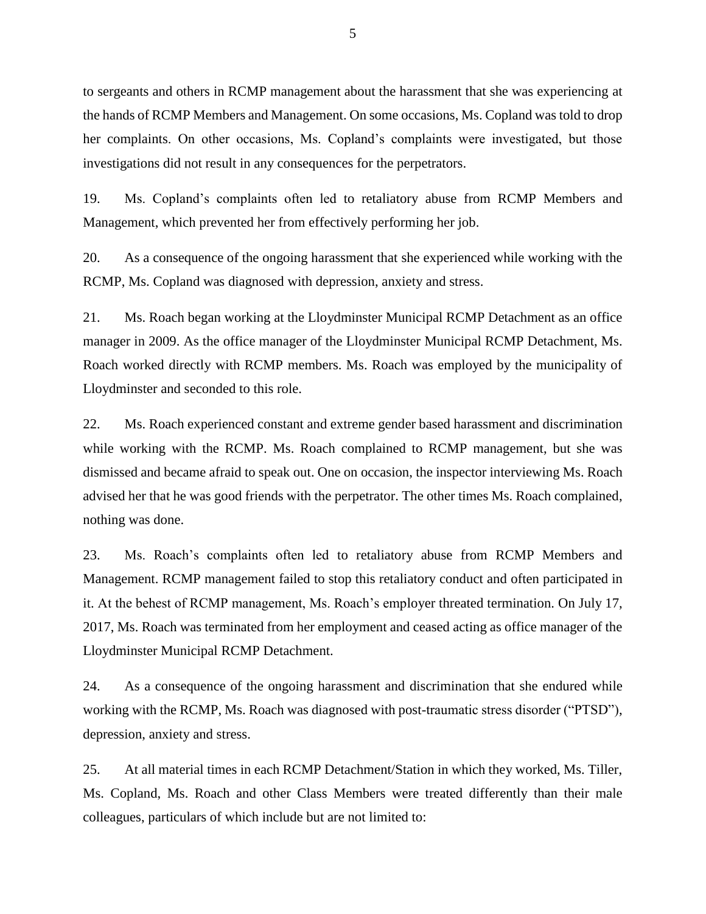to sergeants and others in RCMP management about the harassment that she was experiencing at the hands of RCMP Members and Management. On some occasions, Ms. Copland was told to drop her complaints. On other occasions, Ms. Copland's complaints were investigated, but those investigations did not result in any consequences for the perpetrators.

19. Ms. Copland's complaints often led to retaliatory abuse from RCMP Members and Management, which prevented her from effectively performing her job.

20. As a consequence of the ongoing harassment that she experienced while working with the RCMP, Ms. Copland was diagnosed with depression, anxiety and stress.

21. Ms. Roach began working at the Lloydminster Municipal RCMP Detachment as an office manager in 2009. As the office manager of the Lloydminster Municipal RCMP Detachment, Ms. Roach worked directly with RCMP members. Ms. Roach was employed by the municipality of Lloydminster and seconded to this role.

22. Ms. Roach experienced constant and extreme gender based harassment and discrimination while working with the RCMP. Ms. Roach complained to RCMP management, but she was dismissed and became afraid to speak out. One on occasion, the inspector interviewing Ms. Roach advised her that he was good friends with the perpetrator. The other times Ms. Roach complained, nothing was done.

23. Ms. Roach's complaints often led to retaliatory abuse from RCMP Members and Management. RCMP management failed to stop this retaliatory conduct and often participated in it. At the behest of RCMP management, Ms. Roach's employer threated termination. On July 17, 2017, Ms. Roach was terminated from her employment and ceased acting as office manager of the Lloydminster Municipal RCMP Detachment.

24. As a consequence of the ongoing harassment and discrimination that she endured while working with the RCMP, Ms. Roach was diagnosed with post-traumatic stress disorder ("PTSD"), depression, anxiety and stress.

25. At all material times in each RCMP Detachment/Station in which they worked, Ms. Tiller, Ms. Copland, Ms. Roach and other Class Members were treated differently than their male colleagues, particulars of which include but are not limited to: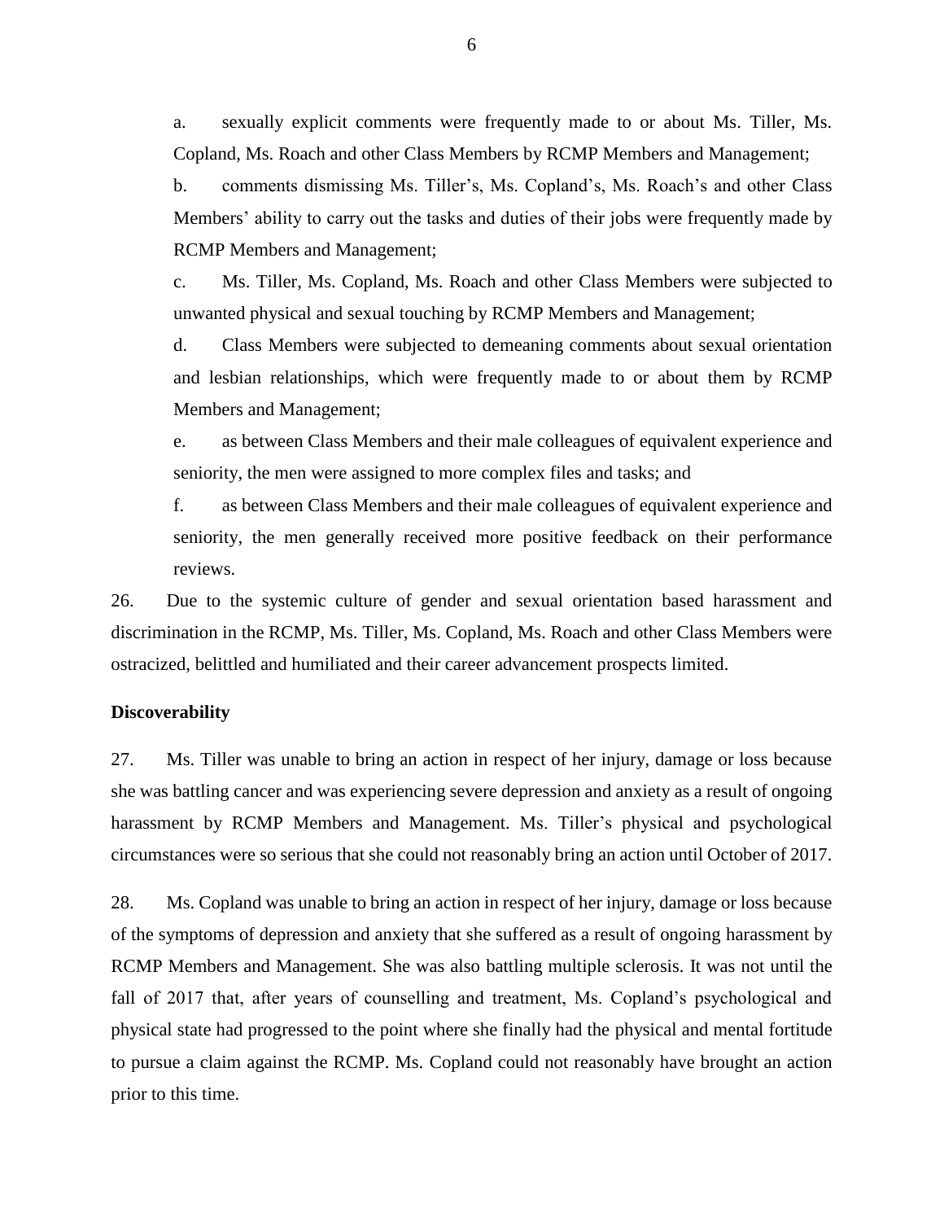a. sexually explicit comments were frequently made to or about Ms. Tiller, Ms. Copland, Ms. Roach and other Class Members by RCMP Members and Management;

b. comments dismissing Ms. Tiller's, Ms. Copland's, Ms. Roach's and other Class Members' ability to carry out the tasks and duties of their jobs were frequently made by RCMP Members and Management;

c. Ms. Tiller, Ms. Copland, Ms. Roach and other Class Members were subjected to unwanted physical and sexual touching by RCMP Members and Management;

d. Class Members were subjected to demeaning comments about sexual orientation and lesbian relationships, which were frequently made to or about them by RCMP Members and Management;

e. as between Class Members and their male colleagues of equivalent experience and seniority, the men were assigned to more complex files and tasks; and

f. as between Class Members and their male colleagues of equivalent experience and seniority, the men generally received more positive feedback on their performance reviews.

26. Due to the systemic culture of gender and sexual orientation based harassment and discrimination in the RCMP, Ms. Tiller, Ms. Copland, Ms. Roach and other Class Members were ostracized, belittled and humiliated and their career advancement prospects limited.

**Discoverability**

27. Ms. Tiller was unable to bring an action in respect of her injury, damage or loss because she was battling cancer and was experiencing severe depression and anxiety as a result of ongoing harassment by RCMP Members and Management. Ms. Tiller's physical and psychological circumstances were so serious that she could not reasonably bring an action until October of 2017.

28. Ms. Copland was unable to bring an action in respect of her injury, damage or loss because of the symptoms of depression and anxiety that she suffered as a result of ongoing harassment by RCMP Members and Management. She was also battling multiple sclerosis. It was not until the fall of 2017 that, after years of counselling and treatment, Ms. Copland's psychological and physical state had progressed to the point where she finally had the physical and mental fortitude to pursue a claim against the RCMP. Ms. Copland could not reasonably have brought an action prior to this time.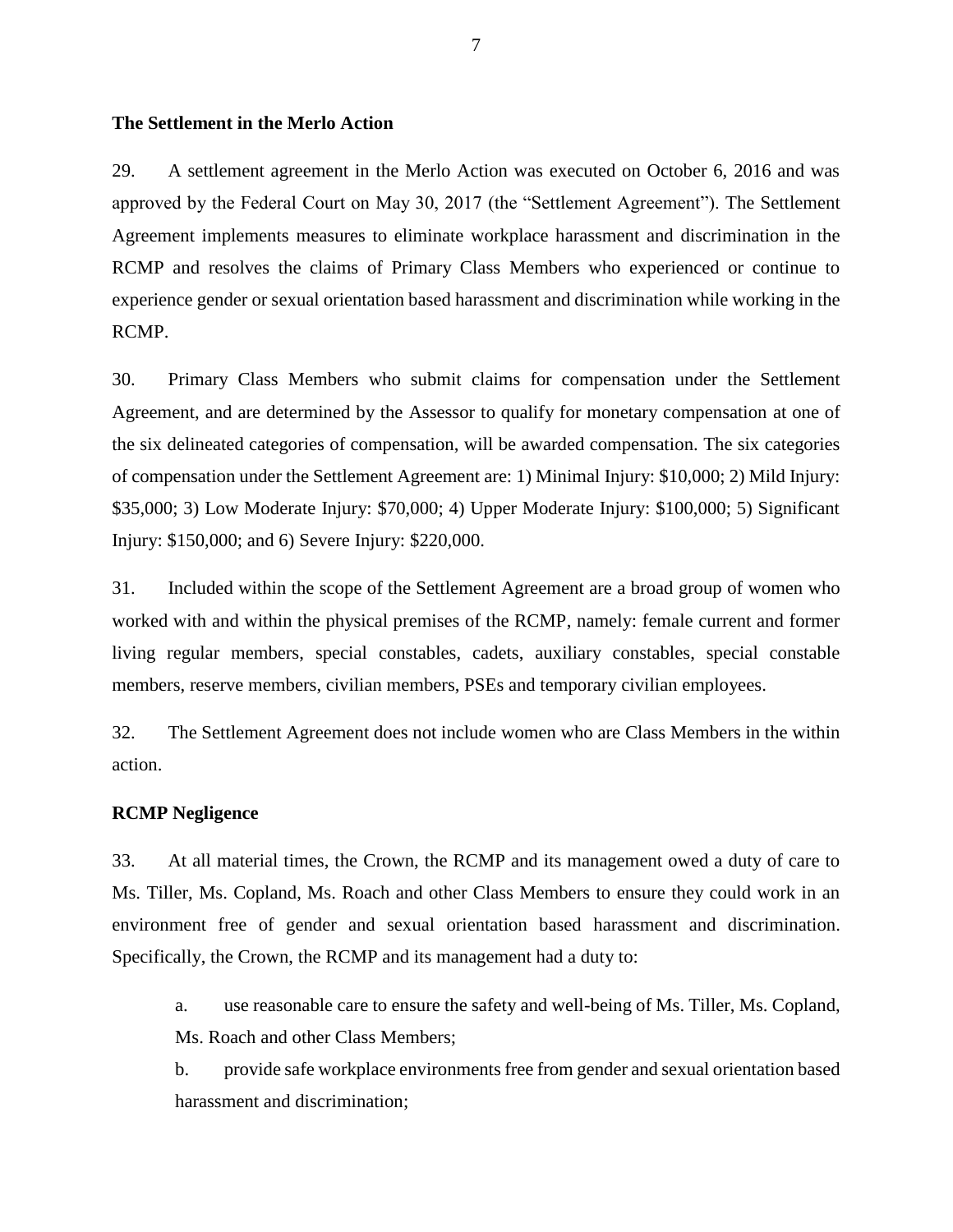**The Settlement in the Merlo Action**

29. A settlement agreement in the Merlo Action was executed on October 6, 2016 and was approved by the Federal Court on May 30, 2017 (the "Settlement Agreement"). The Settlement Agreement implements measures to eliminate workplace harassment and discrimination in the RCMP and resolves the claims of Primary Class Members who experienced or continue to experience gender or sexual orientation based harassment and discrimination while working in the RCMP.

30. Primary Class Members who submit claims for compensation under the Settlement Agreement, and are determined by the Assessor to qualify for monetary compensation at one of the six delineated categories of compensation, will be awarded compensation. The six categories of compensation under the Settlement Agreement are: 1) Minimal Injury: $10,000; 2) Mild Injury: $35,000; 3) Low Moderate Injury: $70,000; 4) Upper Moderate Injury: $100,000; 5) Significant Injury: $150,000; and 6) Severe Injury: $220,000.

31. Included within the scope of the Settlement Agreement are a broad group of women who worked with and within the physical premises of the RCMP, namely: female current and former living regular members, special constables, cadets, auxiliary constables, special constable members, reserve members, civilian members, PSEs and temporary civilian employees.

32. The Settlement Agreement does not include women who are Class Members in the within action.

**RCMP Negligence**

33. At all material times, the Crown, the RCMP and its management owed a duty of care to Ms. Tiller, Ms. Copland, Ms. Roach and other Class Members to ensure they could work in an environment free of gender and sexual orientation based harassment and discrimination. Specifically, the Crown, the RCMP and its management had a duty to:

a. use reasonable care to ensure the safety and well-being of Ms. Tiller, Ms. Copland, Ms. Roach and other Class Members;

b. provide safe workplace environments free from gender and sexual orientation based harassment and discrimination;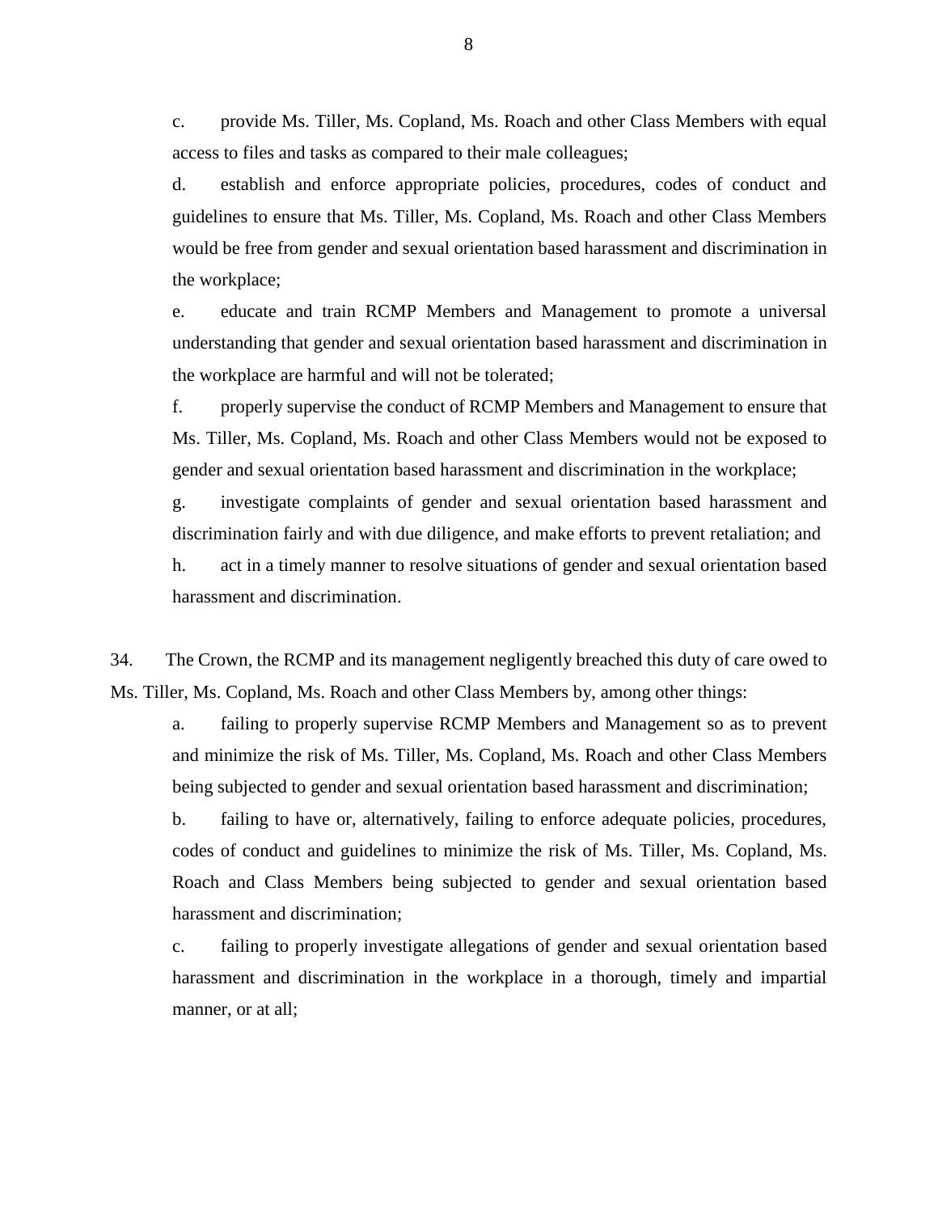c. provide Ms. Tiller, Ms. Copland, Ms. Roach and other Class Members with equal access to files and tasks as compared to their male colleagues;

d. establish and enforce appropriate policies, procedures, codes of conduct and guidelines to ensure that Ms. Tiller, Ms. Copland, Ms. Roach and other Class Members would be free from gender and sexual orientation based harassment and discrimination in the workplace;

e. educate and train RCMP Members and Management to promote a universal understanding that gender and sexual orientation based harassment and discrimination in the workplace are harmful and will not be tolerated;

f. properly supervise the conduct of RCMP Members and Management to ensure that Ms. Tiller, Ms. Copland, Ms. Roach and other Class Members would not be exposed to gender and sexual orientation based harassment and discrimination in the workplace;

g. investigate complaints of gender and sexual orientation based harassment and discrimination fairly and with due diligence, and make efforts to prevent retaliation; and

h. act in a timely manner to resolve situations of gender and sexual orientation based harassment and discrimination.

34. The Crown, the RCMP and its management negligently breached this duty of care owed to Ms. Tiller, Ms. Copland, Ms. Roach and other Class Members by, among other things:

a. failing to properly supervise RCMP Members and Management so as to prevent and minimize the risk of Ms. Tiller, Ms. Copland, Ms. Roach and other Class Members being subjected to gender and sexual orientation based harassment and discrimination;

b. failing to have or, alternatively, failing to enforce adequate policies, procedures, codes of conduct and guidelines to minimize the risk of Ms. Tiller, Ms. Copland, Ms. Roach and Class Members being subjected to gender and sexual orientation based harassment and discrimination;

c. failing to properly investigate allegations of gender and sexual orientation based harassment and discrimination in the workplace in a thorough, timely and impartial manner, or at all;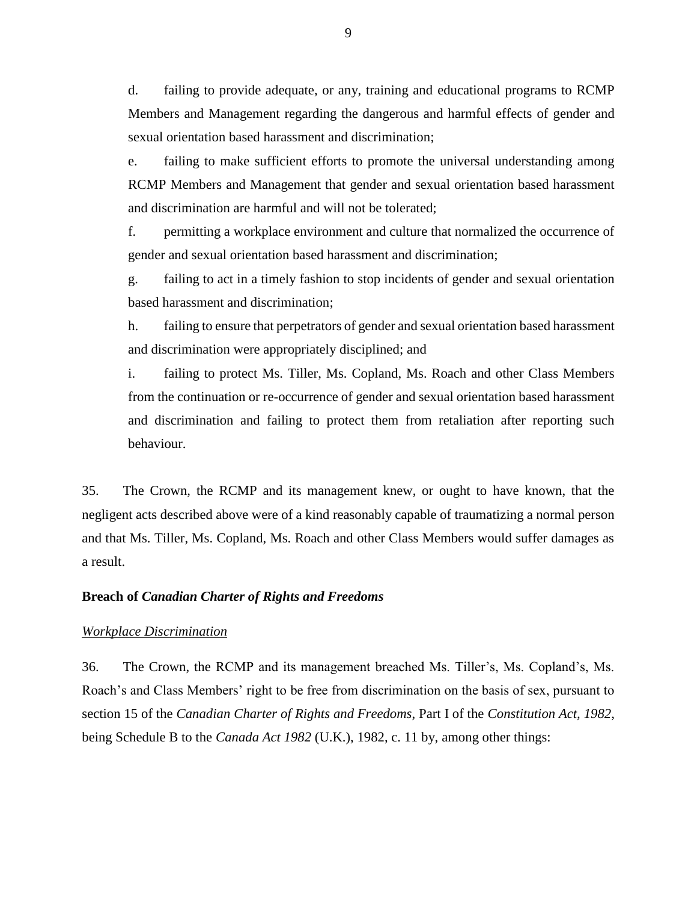d. failing to provide adequate, or any, training and educational programs to RCMP Members and Management regarding the dangerous and harmful effects of gender and sexual orientation based harassment and discrimination;

e. failing to make sufficient efforts to promote the universal understanding among RCMP Members and Management that gender and sexual orientation based harassment and discrimination are harmful and will not be tolerated;

f. permitting a workplace environment and culture that normalized the occurrence of gender and sexual orientation based harassment and discrimination;

g. failing to act in a timely fashion to stop incidents of gender and sexual orientation based harassment and discrimination;

h. failing to ensure that perpetrators of gender and sexual orientation based harassment and discrimination were appropriately disciplined; and

i. failing to protect Ms. Tiller, Ms. Copland, Ms. Roach and other Class Members from the continuation or re-occurrence of gender and sexual orientation based harassment and discrimination and failing to protect them from retaliation after reporting such behaviour.

35. The Crown, the RCMP and its management knew, or ought to have known, that the negligent acts described above were of a kind reasonably capable of traumatizing a normal person and that Ms. Tiller, Ms. Copland, Ms. Roach and other Class Members would suffer damages as a result.

**Breach of *Canadian Charter of Rights and Freedoms***

*Workplace Discrimination*

36. The Crown, the RCMP and its management breached Ms. Tiller's, Ms. Copland's, Ms. Roach's and Class Members' right to be free from discrimination on the basis of sex, pursuant to section 15 of the *Canadian Charter of Rights and Freedoms*, Part I of the *Constitution Act, 1982*, being Schedule B to the *Canada Act 1982* (U.K.), 1982, c. 11 by, among other things: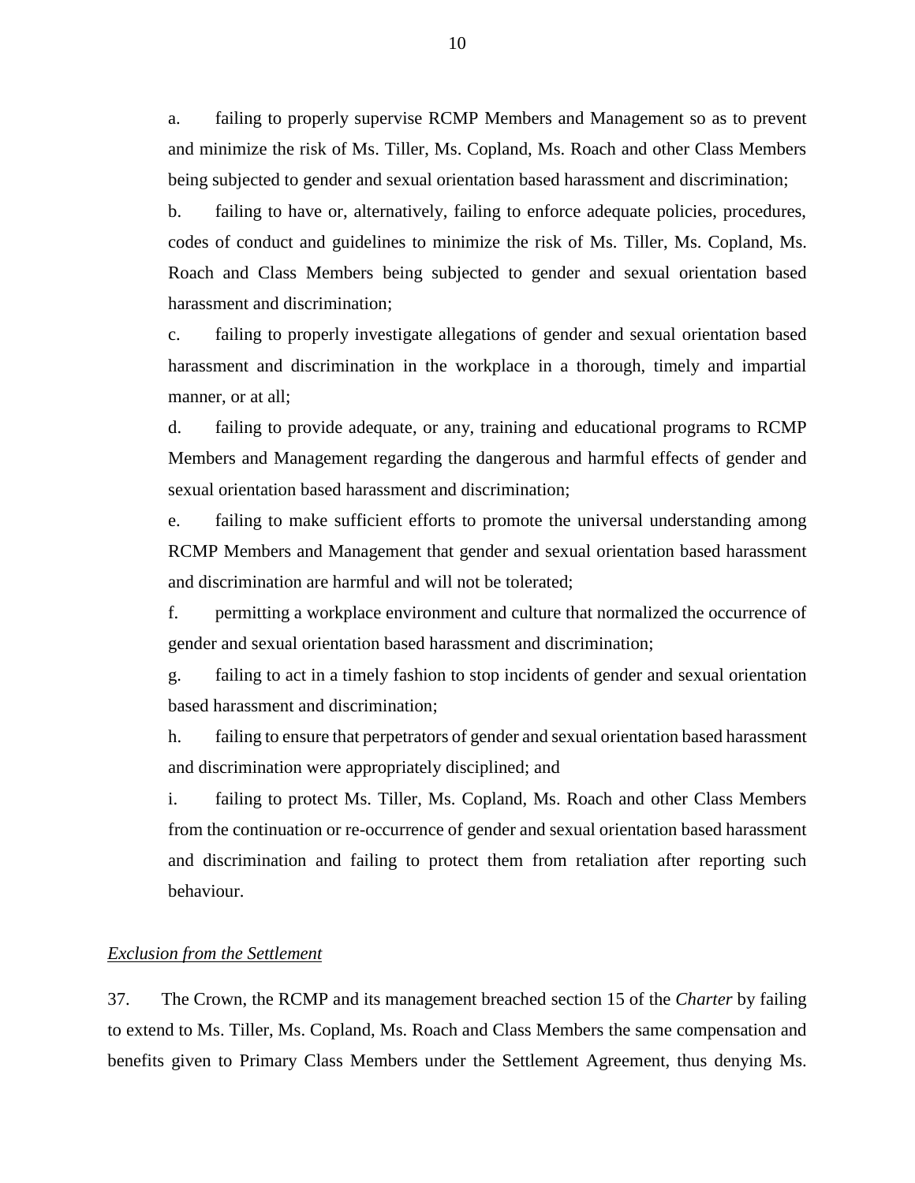a. failing to properly supervise RCMP Members and Management so as to prevent and minimize the risk of Ms. Tiller, Ms. Copland, Ms. Roach and other Class Members being subjected to gender and sexual orientation based harassment and discrimination;

b. failing to have or, alternatively, failing to enforce adequate policies, procedures, codes of conduct and guidelines to minimize the risk of Ms. Tiller, Ms. Copland, Ms. Roach and Class Members being subjected to gender and sexual orientation based harassment and discrimination;

c. failing to properly investigate allegations of gender and sexual orientation based harassment and discrimination in the workplace in a thorough, timely and impartial manner, or at all;

d. failing to provide adequate, or any, training and educational programs to RCMP Members and Management regarding the dangerous and harmful effects of gender and sexual orientation based harassment and discrimination;

e. failing to make sufficient efforts to promote the universal understanding among RCMP Members and Management that gender and sexual orientation based harassment and discrimination are harmful and will not be tolerated;

f. permitting a workplace environment and culture that normalized the occurrence of gender and sexual orientation based harassment and discrimination;

g. failing to act in a timely fashion to stop incidents of gender and sexual orientation based harassment and discrimination;

h. failing to ensure that perpetrators of gender and sexual orientation based harassment and discrimination were appropriately disciplined; and

i. failing to protect Ms. Tiller, Ms. Copland, Ms. Roach and other Class Members from the continuation or re-occurrence of gender and sexual orientation based harassment and discrimination and failing to protect them from retaliation after reporting such behaviour.

*Exclusion from the Settlement*

37. The Crown, the RCMP and its management breached section 15 of the *Charter* by failing to extend to Ms. Tiller, Ms. Copland, Ms. Roach and Class Members the same compensation and benefits given to Primary Class Members under the Settlement Agreement, thus denying Ms.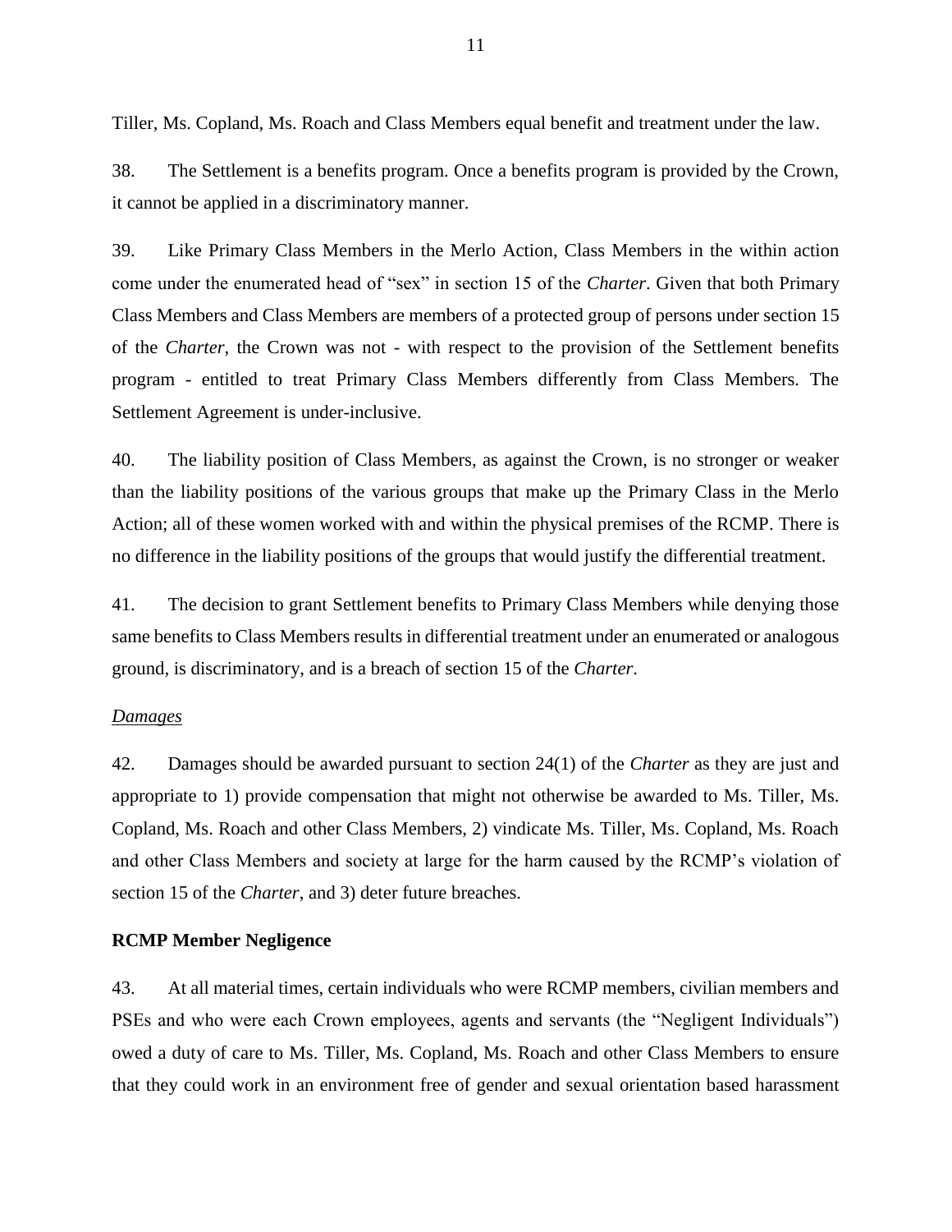Tiller, Ms. Copland, Ms. Roach and Class Members equal benefit and treatment under the law.

38. The Settlement is a benefits program. Once a benefits program is provided by the Crown, it cannot be applied in a discriminatory manner.

39. Like Primary Class Members in the Merlo Action, Class Members in the within action come under the enumerated head of "sex" in section 15 of the *Charter*. Given that both Primary Class Members and Class Members are members of a protected group of persons under section 15 of the *Charter*, the Crown was not - with respect to the provision of the Settlement benefits program - entitled to treat Primary Class Members differently from Class Members. The Settlement Agreement is under-inclusive.

40. The liability position of Class Members, as against the Crown, is no stronger or weaker than the liability positions of the various groups that make up the Primary Class in the Merlo Action; all of these women worked with and within the physical premises of the RCMP. There is no difference in the liability positions of the groups that would justify the differential treatment.

41. The decision to grant Settlement benefits to Primary Class Members while denying those same benefits to Class Members results in differential treatment under an enumerated or analogous ground, is discriminatory, and is a breach of section 15 of the *Charter*.

*Damages*

42. Damages should be awarded pursuant to section 24(1) of the *Charter* as they are just and appropriate to 1) provide compensation that might not otherwise be awarded to Ms. Tiller, Ms. Copland, Ms. Roach and other Class Members, 2) vindicate Ms. Tiller, Ms. Copland, Ms. Roach and other Class Members and society at large for the harm caused by the RCMP's violation of section 15 of the *Charter*, and 3) deter future breaches.

**RCMP Member Negligence**

43. At all material times, certain individuals who were RCMP members, civilian members and PSEs and who were each Crown employees, agents and servants (the "Negligent Individuals") owed a duty of care to Ms. Tiller, Ms. Copland, Ms. Roach and other Class Members to ensure that they could work in an environment free of gender and sexual orientation based harassment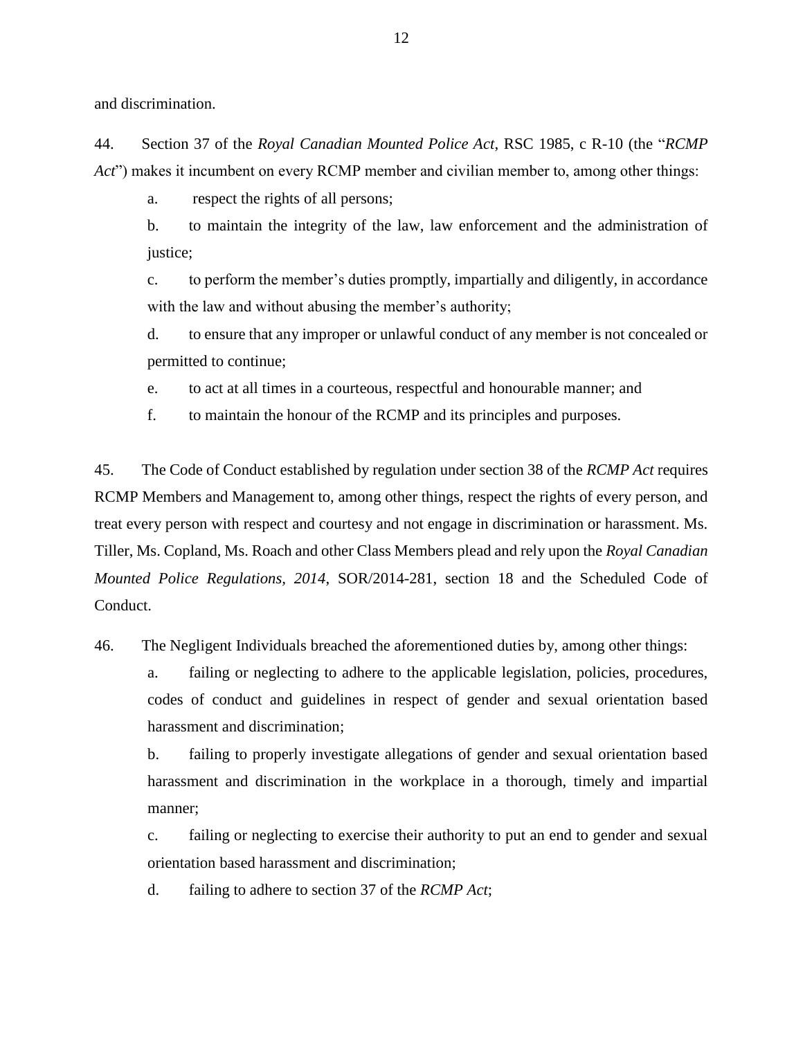and discrimination.

44. Section 37 of the *Royal Canadian Mounted Police Act*, RSC 1985, c R-10 (the "*RCMP Act*") makes it incumbent on every RCMP member and civilian member to, among other things:

a. respect the rights of all persons;

b. to maintain the integrity of the law, law enforcement and the administration of justice;

c. to perform the member's duties promptly, impartially and diligently, in accordance with the law and without abusing the member's authority;

d. to ensure that any improper or unlawful conduct of any member is not concealed or permitted to continue;

e. to act at all times in a courteous, respectful and honourable manner; and

f. to maintain the honour of the RCMP and its principles and purposes.

45. The Code of Conduct established by regulation under section 38 of the *RCMP Act* requires RCMP Members and Management to, among other things, respect the rights of every person, and treat every person with respect and courtesy and not engage in discrimination or harassment. Ms. Tiller, Ms. Copland, Ms. Roach and other Class Members plead and rely upon the *Royal Canadian Mounted Police Regulations, 2014*, SOR/2014-281, section 18 and the Scheduled Code of Conduct.

46. The Negligent Individuals breached the aforementioned duties by, among other things:

a. failing or neglecting to adhere to the applicable legislation, policies, procedures, codes of conduct and guidelines in respect of gender and sexual orientation based harassment and discrimination;

b. failing to properly investigate allegations of gender and sexual orientation based harassment and discrimination in the workplace in a thorough, timely and impartial manner;

c. failing or neglecting to exercise their authority to put an end to gender and sexual orientation based harassment and discrimination;

d. failing to adhere to section 37 of the *RCMP Act*;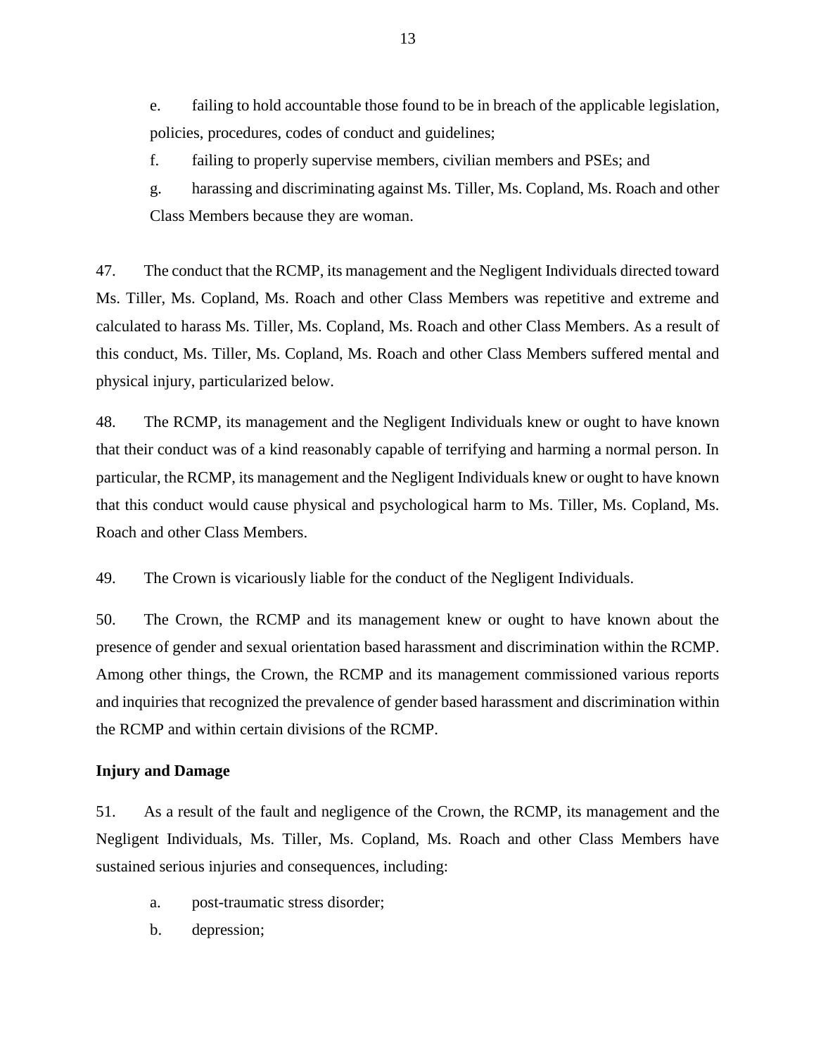e. failing to hold accountable those found to be in breach of the applicable legislation, policies, procedures, codes of conduct and guidelines;

f. failing to properly supervise members, civilian members and PSEs; and

g. harassing and discriminating against Ms. Tiller, Ms. Copland, Ms. Roach and other Class Members because they are woman.

47. The conduct that the RCMP, its management and the Negligent Individuals directed toward Ms. Tiller, Ms. Copland, Ms. Roach and other Class Members was repetitive and extreme and calculated to harass Ms. Tiller, Ms. Copland, Ms. Roach and other Class Members. As a result of this conduct, Ms. Tiller, Ms. Copland, Ms. Roach and other Class Members suffered mental and physical injury, particularized below.

48. The RCMP, its management and the Negligent Individuals knew or ought to have known that their conduct was of a kind reasonably capable of terrifying and harming a normal person. In particular, the RCMP, its management and the Negligent Individuals knew or ought to have known that this conduct would cause physical and psychological harm to Ms. Tiller, Ms. Copland, Ms. Roach and other Class Members.

49. The Crown is vicariously liable for the conduct of the Negligent Individuals.

50. The Crown, the RCMP and its management knew or ought to have known about the presence of gender and sexual orientation based harassment and discrimination within the RCMP. Among other things, the Crown, the RCMP and its management commissioned various reports and inquiries that recognized the prevalence of gender based harassment and discrimination within the RCMP and within certain divisions of the RCMP.

**Injury and Damage**

51. As a result of the fault and negligence of the Crown, the RCMP, its management and the Negligent Individuals, Ms. Tiller, Ms. Copland, Ms. Roach and other Class Members have sustained serious injuries and consequences, including:

a. post-traumatic stress disorder;

b. depression;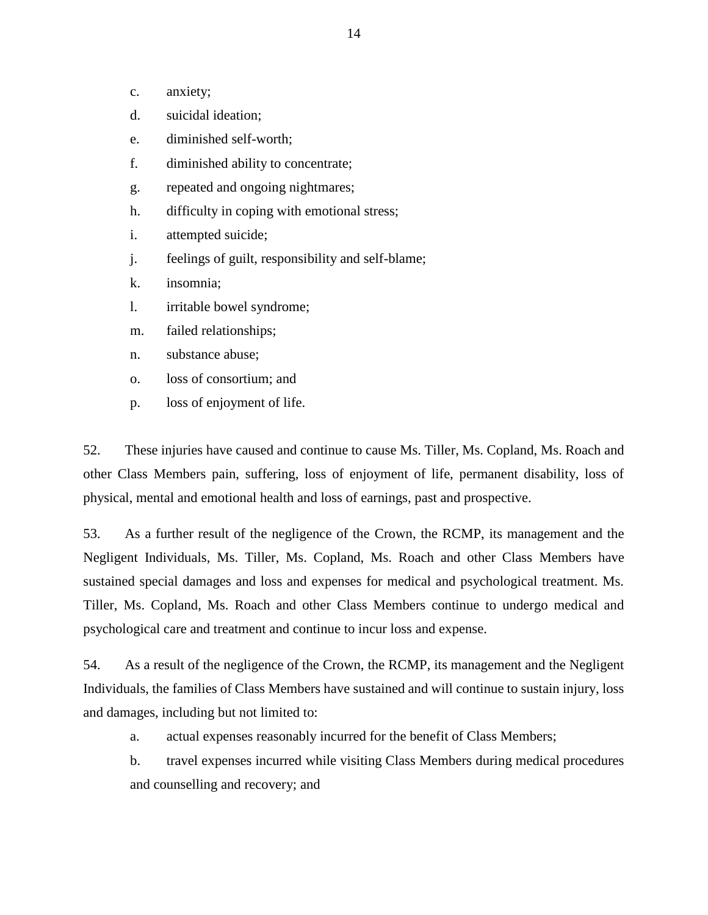c. anxiety;

d. suicidal ideation;

e. diminished self-worth;

f. diminished ability to concentrate;

g. repeated and ongoing nightmares;

h. difficulty in coping with emotional stress;

i. attempted suicide;

j. feelings of guilt, responsibility and self-blame;

k. insomnia;

l. irritable bowel syndrome;

m. failed relationships;

n. substance abuse;

o. loss of consortium; and

p. loss of enjoyment of life.

52. These injuries have caused and continue to cause Ms. Tiller, Ms. Copland, Ms. Roach and other Class Members pain, suffering, loss of enjoyment of life, permanent disability, loss of physical, mental and emotional health and loss of earnings, past and prospective.

53. As a further result of the negligence of the Crown, the RCMP, its management and the Negligent Individuals, Ms. Tiller, Ms. Copland, Ms. Roach and other Class Members have sustained special damages and loss and expenses for medical and psychological treatment. Ms. Tiller, Ms. Copland, Ms. Roach and other Class Members continue to undergo medical and psychological care and treatment and continue to incur loss and expense.

54. As a result of the negligence of the Crown, the RCMP, its management and the Negligent Individuals, the families of Class Members have sustained and will continue to sustain injury, loss and damages, including but not limited to:

a. actual expenses reasonably incurred for the benefit of Class Members;

b. travel expenses incurred while visiting Class Members during medical procedures and counselling and recovery; and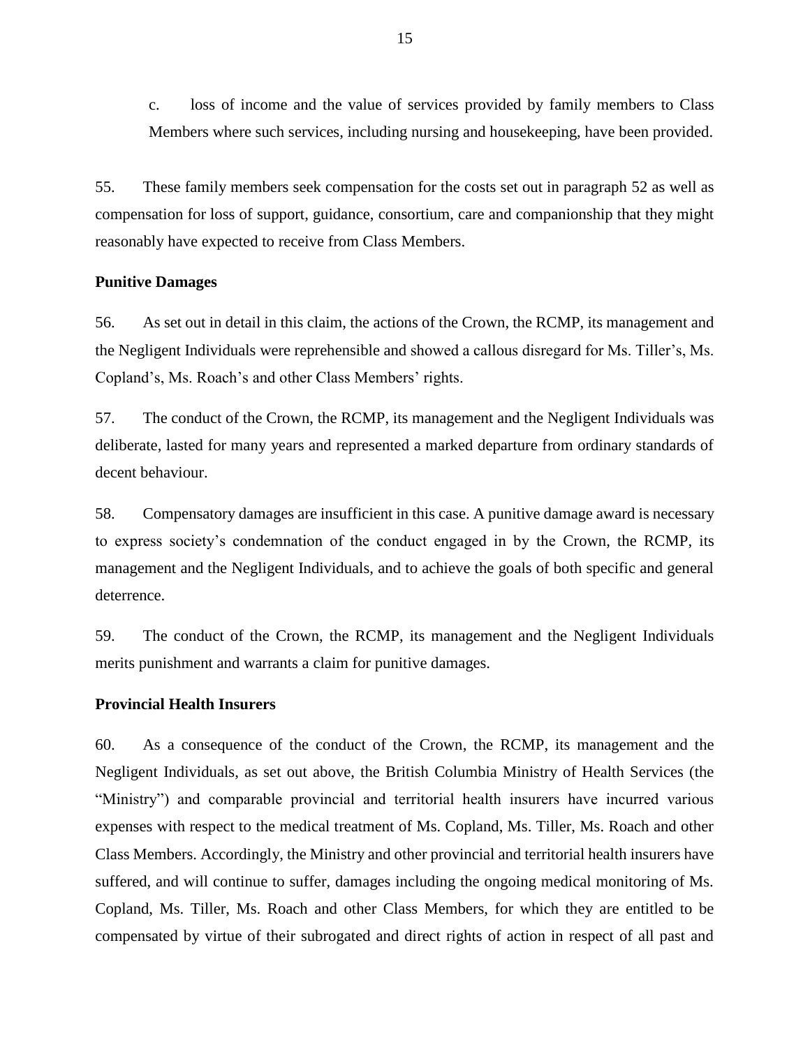c. loss of income and the value of services provided by family members to Class Members where such services, including nursing and housekeeping, have been provided.

55. These family members seek compensation for the costs set out in paragraph 52 as well as compensation for loss of support, guidance, consortium, care and companionship that they might reasonably have expected to receive from Class Members.

**Punitive Damages**

56. As set out in detail in this claim, the actions of the Crown, the RCMP, its management and the Negligent Individuals were reprehensible and showed a callous disregard for Ms. Tiller's, Ms. Copland's, Ms. Roach's and other Class Members' rights.

57. The conduct of the Crown, the RCMP, its management and the Negligent Individuals was deliberate, lasted for many years and represented a marked departure from ordinary standards of decent behaviour.

58. Compensatory damages are insufficient in this case. A punitive damage award is necessary to express society's condemnation of the conduct engaged in by the Crown, the RCMP, its management and the Negligent Individuals, and to achieve the goals of both specific and general deterrence.

59. The conduct of the Crown, the RCMP, its management and the Negligent Individuals merits punishment and warrants a claim for punitive damages.

**Provincial Health Insurers**

60. As a consequence of the conduct of the Crown, the RCMP, its management and the Negligent Individuals, as set out above, the British Columbia Ministry of Health Services (the "Ministry") and comparable provincial and territorial health insurers have incurred various expenses with respect to the medical treatment of Ms. Copland, Ms. Tiller, Ms. Roach and other Class Members. Accordingly, the Ministry and other provincial and territorial health insurers have suffered, and will continue to suffer, damages including the ongoing medical monitoring of Ms. Copland, Ms. Tiller, Ms. Roach and other Class Members, for which they are entitled to be compensated by virtue of their subrogated and direct rights of action in respect of all past and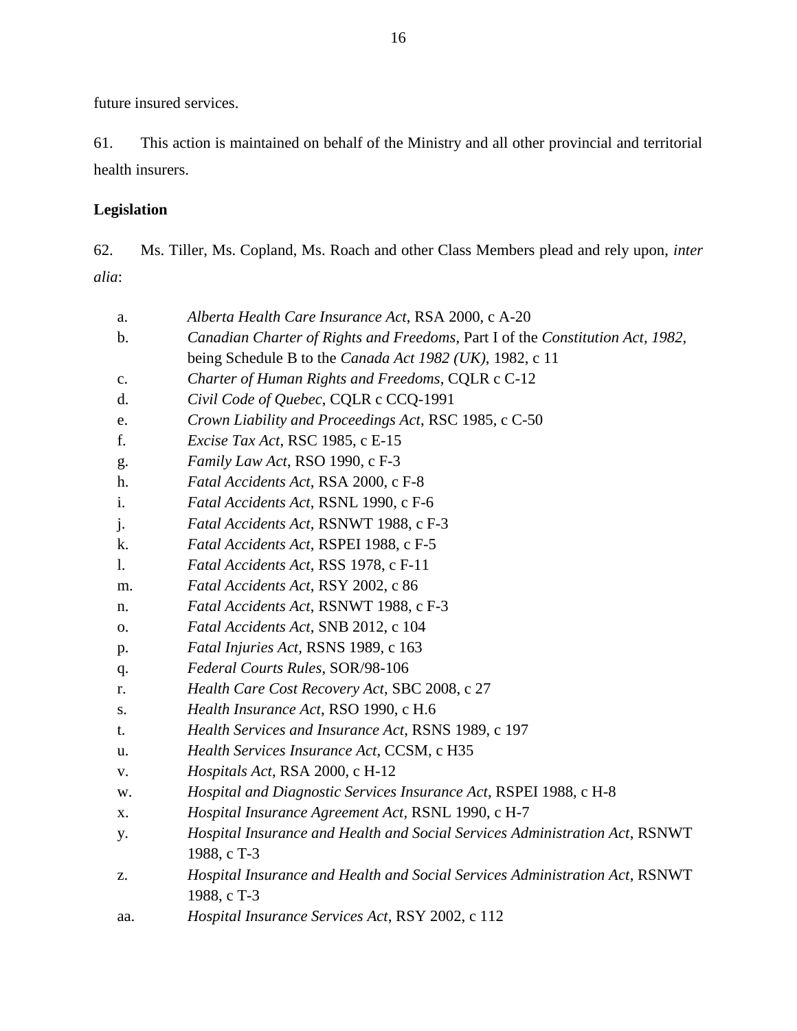future insured services.

61. This action is maintained on behalf of the Ministry and all other provincial and territorial health insurers.

**Legislation**

62. Ms. Tiller, Ms. Copland, Ms. Roach and other Class Members plead and rely upon, *inter alia*:

a. *Alberta Health Care Insurance Act*, RSA 2000, c A-20
b. *Canadian Charter of Rights and Freedoms*, Part I of the *Constitution Act, 1982,* being Schedule B to the *Canada Act 1982 (UK)*, 1982, c 11
c. *Charter of Human Rights and Freedoms*, CQLR c C-12
d. *Civil Code of Quebec*, CQLR c CCQ-1991
e. *Crown Liability and Proceedings Act*, RSC 1985, c C-50
f. *Excise Tax Act*, RSC 1985, c E-15
g. *Family Law Act*, RSO 1990, c F-3
h. *Fatal Accidents Act*, RSA 2000, c F-8
i. *Fatal Accidents Act*, RSNL 1990, c F-6
j. *Fatal Accidents Act*, RSNWT 1988, c F-3
k. *Fatal Accidents Act*, RSPEI 1988, c F-5
l. *Fatal Accidents Act*, RSS 1978, c F-11
m. *Fatal Accidents Act*, RSY 2002, c 86
n. *Fatal Accidents Act*, RSNWT 1988, c F-3
o. *Fatal Accidents Act*, SNB 2012, c 104
p. *Fatal Injuries Act*, RSNS 1989, c 163
q. *Federal Courts Rules*, SOR/98-106
r. *Health Care Cost Recovery Act*, SBC 2008, c 27
s. *Health Insurance Act*, RSO 1990, c H.6
t. *Health Services and Insurance Act*, RSNS 1989, c 197
u. *Health Services Insurance Act*, CCSM, c H35
v. *Hospitals Act*, RSA 2000, c H-12
w. *Hospital and Diagnostic Services Insurance Act*, RSPEI 1988, c H-8
x. *Hospital Insurance Agreement Act*, RSNL 1990, c H-7
y. *Hospital Insurance and Health and Social Services Administration Act*, RSNWT 1988, c T-3
z. *Hospital Insurance and Health and Social Services Administration Act*, RSNWT 1988, c T-3
aa. *Hospital Insurance Services Act*, RSY 2002, c 112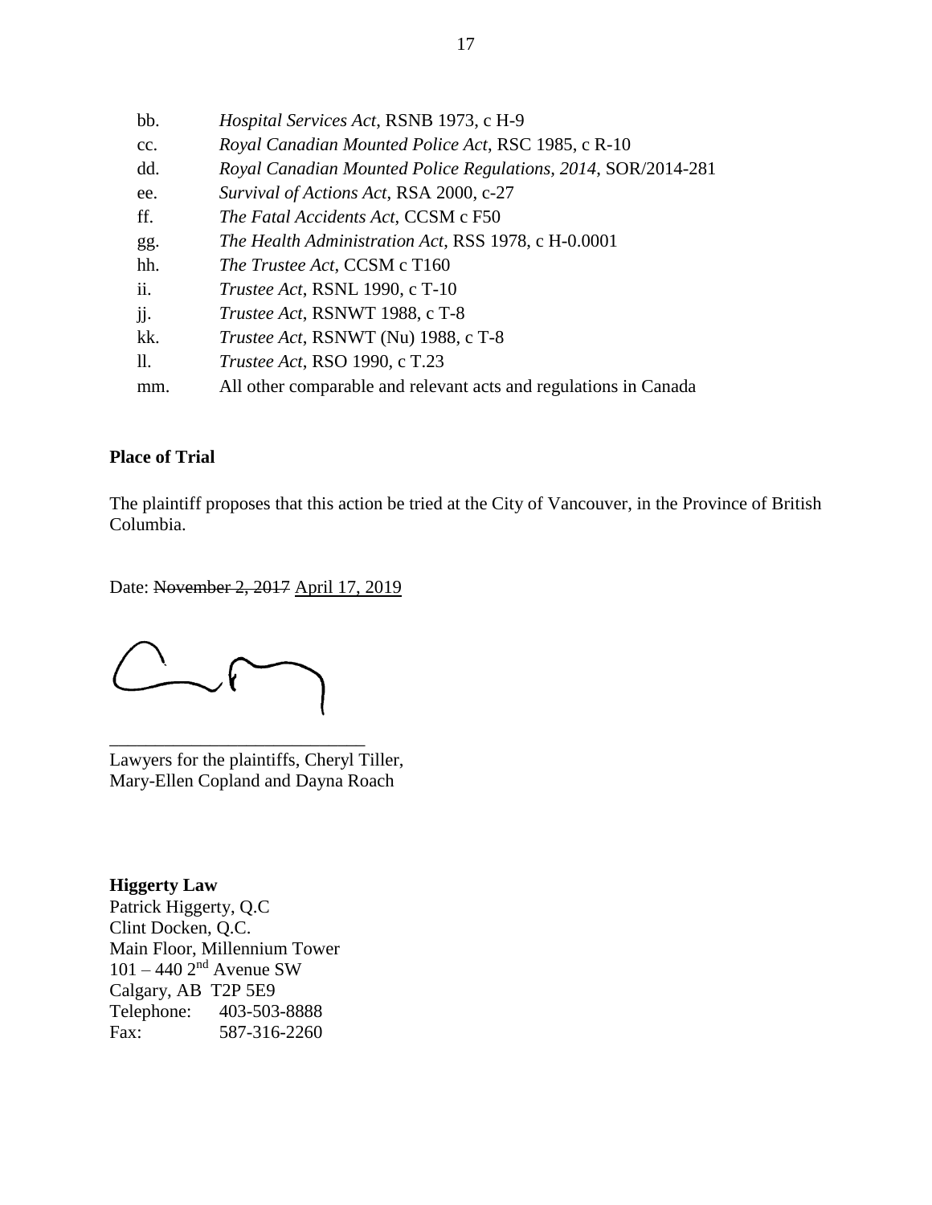bb. *Hospital Services Act*, RSNB 1973, c H-9
cc. *Royal Canadian Mounted Police Act*, RSC 1985, c R-10
dd. *Royal Canadian Mounted Police Regulations, 2014*, SOR/2014-281
ee. *Survival of Actions Act*, RSA 2000, c-27
ff. *The Fatal Accidents Act*, CCSM c F50
gg. *The Health Administration Act*, RSS 1978, c H-0.0001
hh. *The Trustee Act*, CCSM c T160
ii. *Trustee Act*, RSNL 1990, c T-10
jj. *Trustee Act*, RSNWT 1988, c T-8
kk. *Trustee Act*, RSNWT (Nu) 1988, c T-8
ll. *Trustee Act*, RSO 1990, c T.23
mm. All other comparable and relevant acts and regulations in Canada

**Place of Trial**

The plaintiff proposes that this action be tried at the City of Vancouver, in the Province of British Columbia.

Date: ~~November 2, 2017~~ April 17, 2019

\_\_\_\_\_\_\_\_\_\_\_\_\_\_\_\_\_\_\_\_\_\_\_\_\_\_\_\_
Lawyers for the plaintiffs, Cheryl Tiller, Mary-Ellen Copland and Dayna Roach

**Higgerty Law**
Patrick Higgerty, Q.C
Clint Docken, Q.C.
Main Floor, Millennium Tower
101 – 440 2nd Avenue SW
Calgary, AB T2P 5E9
Telephone: 403-503-8888
Fax: 587-316-2260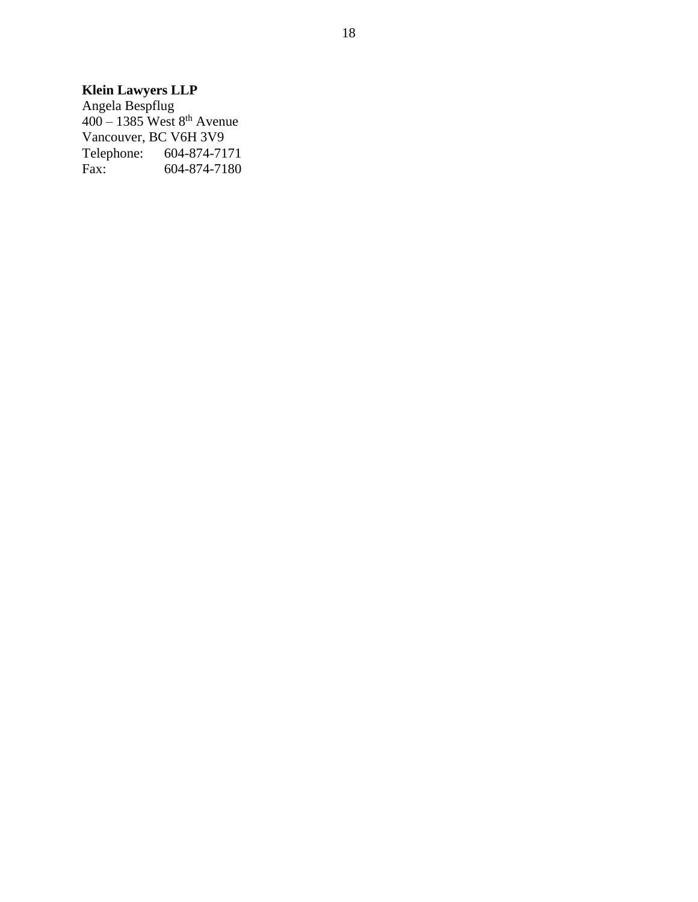**Klein Lawyers LLP**
Angela Bespflug
400 – 1385 West 8th Avenue
Vancouver, BC V6H 3V9
Telephone: 604-874-7171
Fax: 604-874-7180